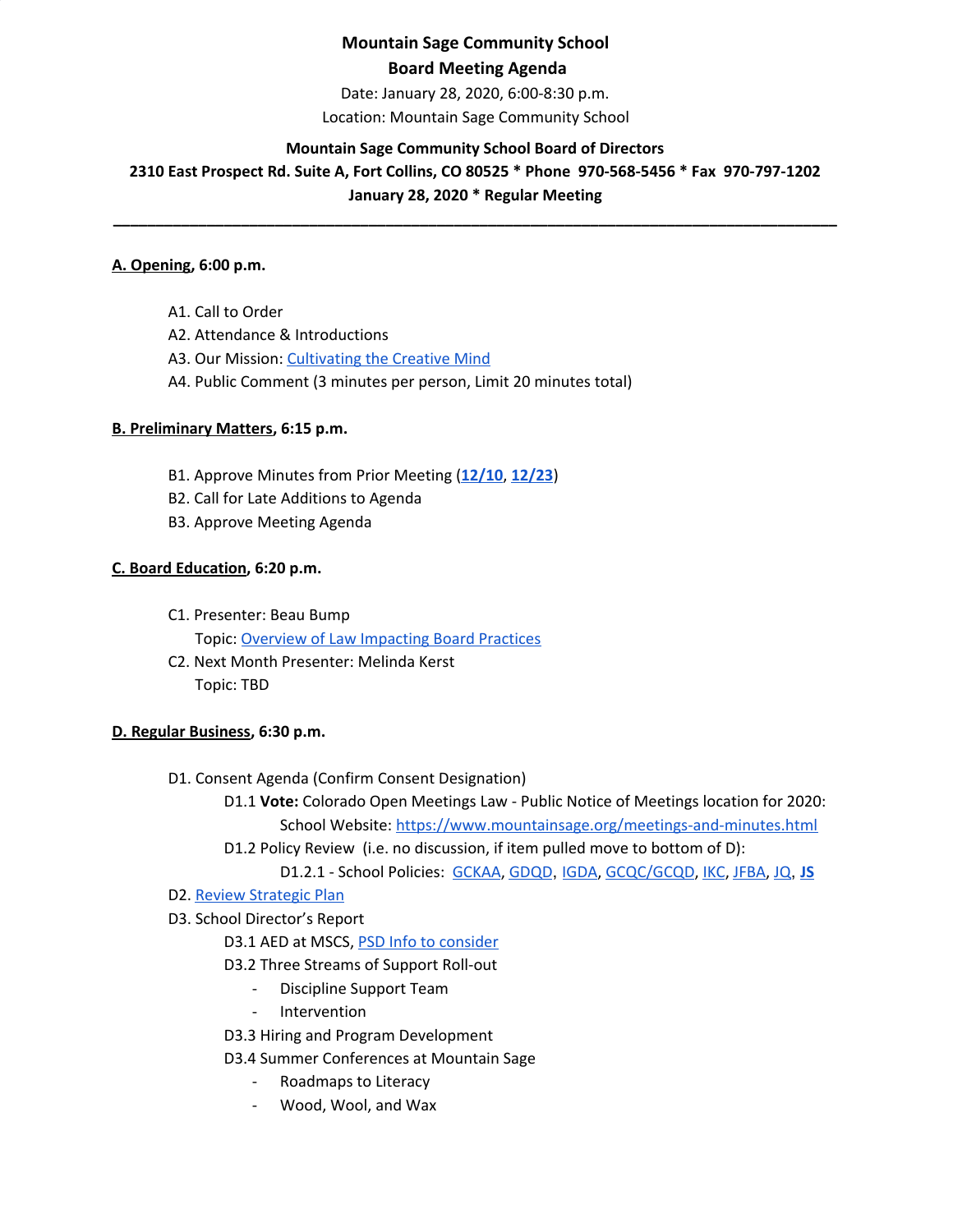# Mountain Sage Community School
## Board Meeting Agenda

Date: January 28, 2020, 6:00-8:30 p.m.

Location: Mountain Sage Community School

**Mountain Sage Community School Board of Directors**

**2310 East Prospect Rd. Suite A, Fort Collins, CO 80525 * Phone 970-568-5456 * Fax 970-797-1202**

**January 28, 2020 * Regular Meeting**

---

**A. Opening, 6:00 p.m.**

- A1. Call to Order
- A2. Attendance & Introductions
- A3. Our Mission: Cultivating the Creative Mind
- A4. Public Comment (3 minutes per person, Limit 20 minutes total)

**B. Preliminary Matters, 6:15 p.m.**

- B1. Approve Minutes from Prior Meeting (**12/10**, **12/23**)
- B2. Call for Late Additions to Agenda
- B3. Approve Meeting Agenda

**C. Board Education, 6:20 p.m.**

- C1. Presenter: Beau Bump
  Topic: Overview of Law Impacting Board Practices
- C2. Next Month Presenter: Melinda Kerst
  Topic: TBD

**D. Regular Business, 6:30 p.m.**

- D1. Consent Agenda (Confirm Consent Designation)
  - D1.1 **Vote:** Colorado Open Meetings Law - Public Notice of Meetings location for 2020:
    School Website: https://www.mountainsage.org/meetings-and-minutes.html
  - D1.2 Policy Review (i.e. no discussion, if item pulled move to bottom of D):
    - D1.2.1 - School Policies: GCKAA, GDQD, IGDA, GCQC/GCQD, IKC, JFBA, JQ, **JS**
- D2. Review Strategic Plan
- D3. School Director's Report
  - D3.1 AED at MSCS, PSD Info to consider
  - D3.2 Three Streams of Support Roll-out
    - Discipline Support Team
    - Intervention
  - D3.3 Hiring and Program Development
  - D3.4 Summer Conferences at Mountain Sage
    - Roadmaps to Literacy
    - Wood, Wool, and Wax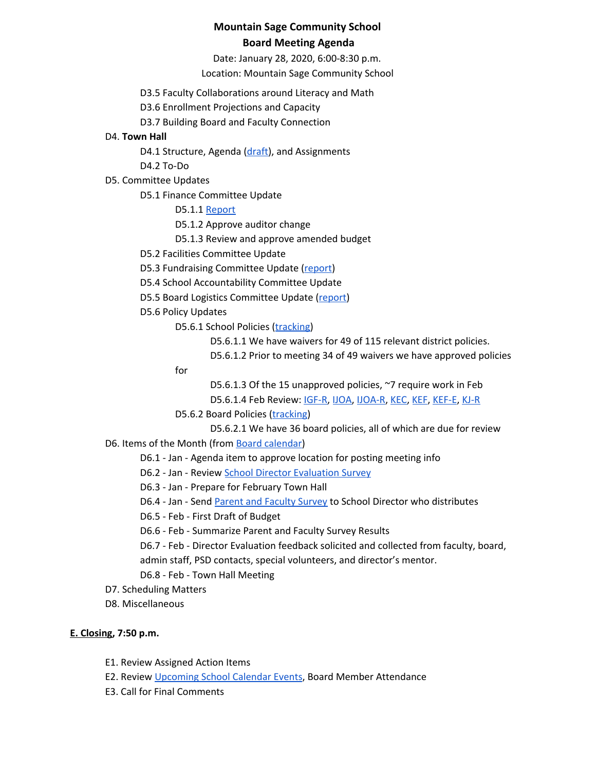**Mountain Sage Community School**

**Board Meeting Agenda**

Date: January 28, 2020, 6:00-8:30 p.m.

Location: Mountain Sage Community School

- D3.5 Faculty Collaborations around Literacy and Math
- D3.6 Enrollment Projections and Capacity
- D3.7 Building Board and Faculty Connection

D4. **Town Hall**

- D4.1 Structure, Agenda (draft), and Assignments
- D4.2 To-Do

D5. Committee Updates

- D5.1 Finance Committee Update
  - D5.1.1 Report
  - D5.1.2 Approve auditor change
  - D5.1.3 Review and approve amended budget
- D5.2 Facilities Committee Update
- D5.3 Fundraising Committee Update (report)
- D5.4 School Accountability Committee Update
- D5.5 Board Logistics Committee Update (report)
- D5.6 Policy Updates
  - D5.6.1 School Policies (tracking)
    - D5.6.1.1 We have waivers for 49 of 115 relevant district policies.
    - D5.6.1.2 Prior to meeting 34 of 49 waivers we have approved policies for
    - D5.6.1.3 Of the 15 unapproved policies, ~7 require work in Feb
    - D5.6.1.4 Feb Review: IGF-R, IJOA, IJOA-R, KEC, KEF, KEF-E, KJ-R
  - D5.6.2 Board Policies (tracking)
    - D5.6.2.1 We have 36 board policies, all of which are due for review

D6. Items of the Month (from Board calendar)

- D6.1 - Jan - Agenda item to approve location for posting meeting info
- D6.2 - Jan - Review School Director Evaluation Survey
- D6.3 - Jan - Prepare for February Town Hall
- D6.4 - Jan - Send Parent and Faculty Survey to School Director who distributes
- D6.5 - Feb - First Draft of Budget
- D6.6 - Feb - Summarize Parent and Faculty Survey Results
- D6.7 - Feb - Director Evaluation feedback solicited and collected from faculty, board, admin staff, PSD contacts, special volunteers, and director's mentor.
- D6.8 - Feb - Town Hall Meeting

D7. Scheduling Matters

D8. Miscellaneous

**E. Closing, 7:50 p.m.**

- E1. Review Assigned Action Items
- E2. Review Upcoming School Calendar Events, Board Member Attendance
- E3. Call for Final Comments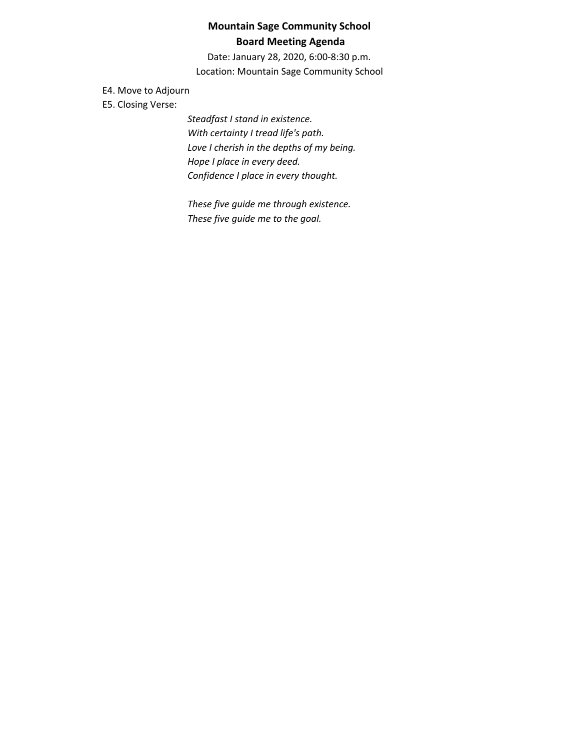E4. Move to Adjourn

E5. Closing Verse:

> *Steadfast I stand in existence.*
> *With certainty I tread life's path.*
> *Love I cherish in the depths of my being.*
> *Hope I place in every deed.*
> *Confidence I place in every thought.*
>
> *These five guide me through existence.*
> *These five guide me to the goal.*